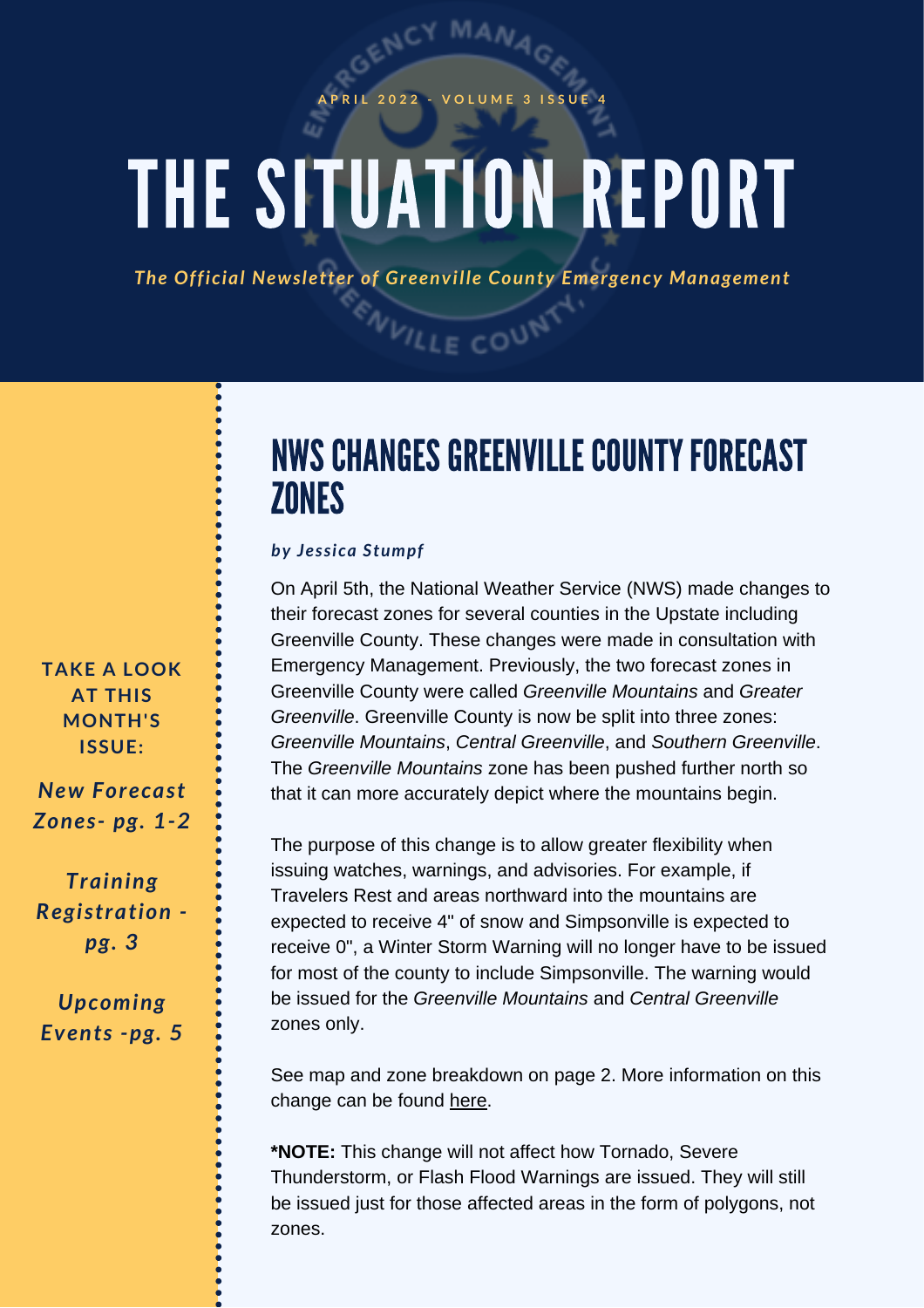APRIL 2022 - VOLUME 3 ISSUE 4

# THE SITUATION REPORT

*The Official Newsletter of Greenville County Emergency Management*

**TAKE A LOOK AT THIS MONTH'S ISSUE:**

*New Forecast Zones- pg. 1-2*

*Training Registration - pg. 3*

*Upcoming Events -pg. 5*

## NWS CHANGES GREENVILLE COUNTY FORECAST ZONES

***by Jessica Stumpf***

On April 5th, the National Weather Service (NWS) made changes to their forecast zones for several counties in the Upstate including Greenville County. These changes were made in consultation with Emergency Management. Previously, the two forecast zones in Greenville County were called *Greenville Mountains* and *Greater Greenville*. Greenville County is now be split into three zones: *Greenville Mountains*, *Central Greenville*, and *Southern Greenville*. The *Greenville Mountains* zone has been pushed further north so that it can more accurately depict where the mountains begin.

The purpose of this change is to allow greater flexibility when issuing watches, warnings, and advisories. For example, if Travelers Rest and areas northward into the mountains are expected to receive 4" of snow and Simpsonville is expected to receive 0", a Winter Storm Warning will no longer have to be issued for most of the county to include Simpsonville. The warning would be issued for the *Greenville Mountains* and *Central Greenville* zones only.

See map and zone breakdown on page 2. More information on this change can be found here.

**\*NOTE:** This change will not affect how Tornado, Severe Thunderstorm, or Flash Flood Warnings are issued. They will still be issued just for those affected areas in the form of polygons, not zones.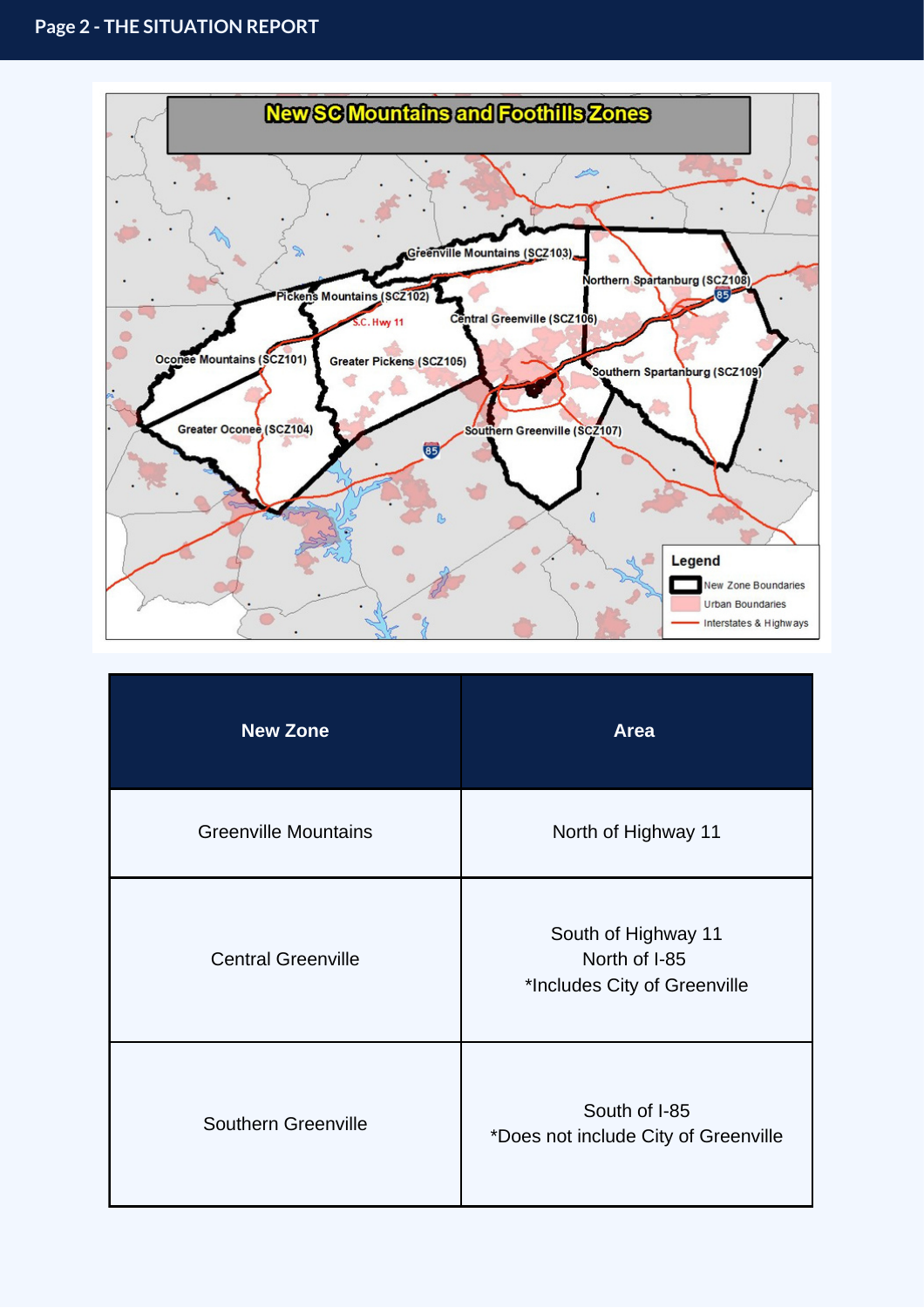| New Zone | Area |
| --- | --- |
| Greenville Mountains | North of Highway 11 |
| Central Greenville | South of Highway 11<br>North of I-85<br>*Includes City of Greenville |
| Southern Greenville | South of I-85<br>*Does not include City of Greenville |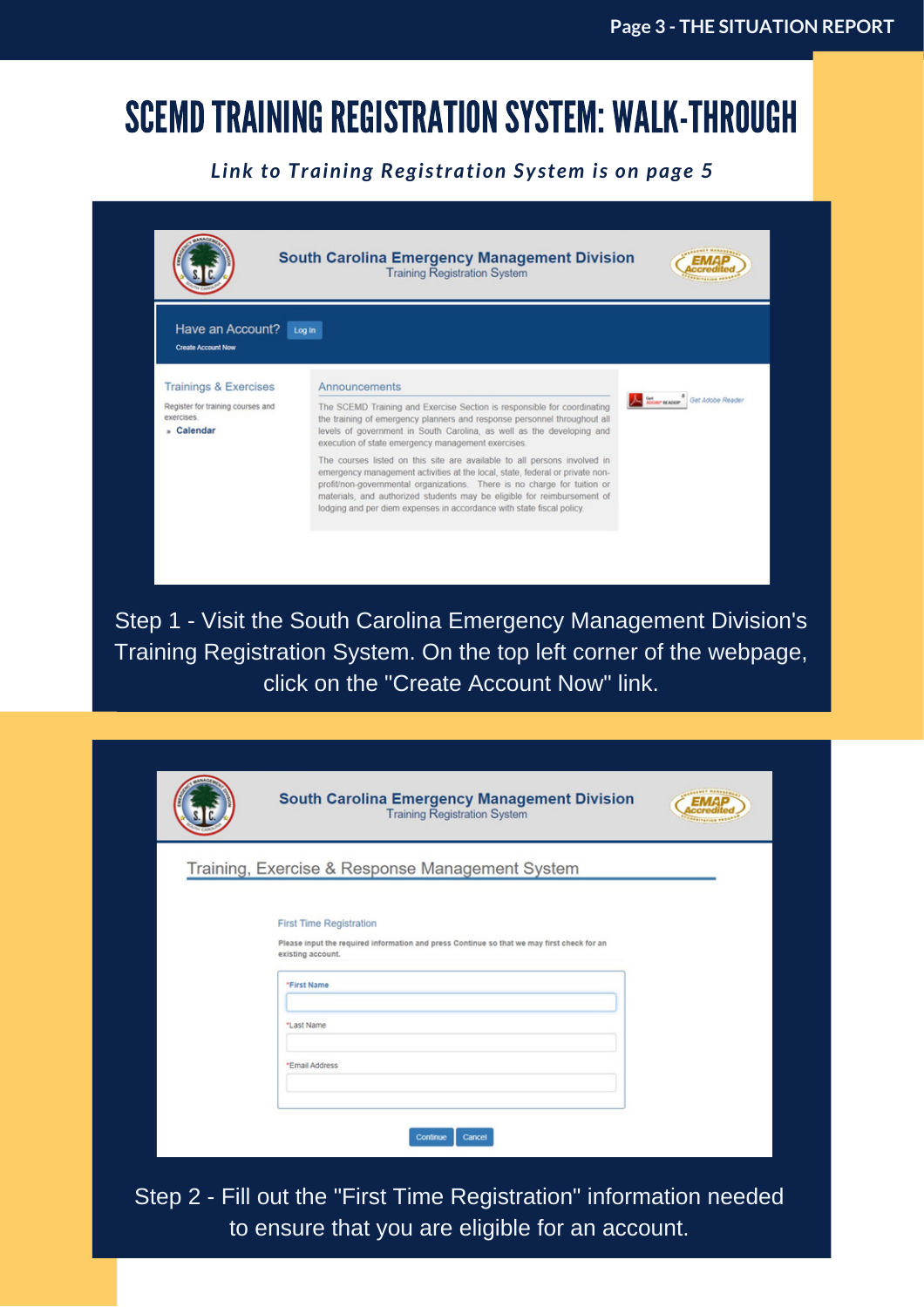# SCEMD TRAINING REGISTRATION SYSTEM: WALK-THROUGH

***Link to Training Registration System is on page 5***

South Carolina Emergency Management Division
Training Registration System

Have an Account? Log In
Create Account Now

Trainings & Exercises
Register for training courses and exercises.
- Calendar

Announcements

The SCEMD Training and Exercise Section is responsible for coordinating the training of emergency planners and response personnel throughout all levels of government in South Carolina, as well as the developing and execution of state emergency management exercises.

The courses listed on this site are available to all persons involved in emergency management activities at the local, state, federal or private non-profit/non-governmental organizations. There is no charge for tuition or materials, and authorized students may be eligible for reimbursement of lodging and per diem expenses in accordance with state fiscal policy.

Get Adobe Reader

Step 1 - Visit the South Carolina Emergency Management Division's Training Registration System. On the top left corner of the webpage, click on the "Create Account Now" link.

South Carolina Emergency Management Division
Training Registration System

Training, Exercise & Response Management System

First Time Registration

Please input the required information and press Continue so that we may first check for an existing account.

*First Name

*Last Name

*Email Address

Continue Cancel

Step 2 - Fill out the "First Time Registration" information needed to ensure that you are eligible for an account.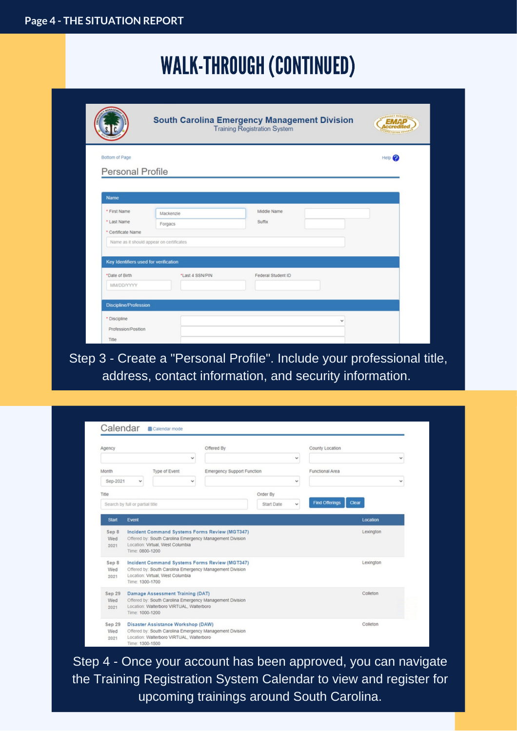# WALK-THROUGH (CONTINUED)

South Carolina Emergency Management Division
Training Registration System

Bottom of Page

Help

## Personal Profile

**Name**

* First Name: Mackenzie
* Last Name: Forgacs
* Certificate Name: Name as it should appear on certificates

Middle Name

Suffix

**Key Identifiers used for verification**

*Date of Birth: MM/DD/YYYY

*Last 4 SSN/PIN

Federal Student ID

**Discipline/Profession**

* Discipline

Profession/Position

Title

Step 3 - Create a "Personal Profile". Include your professional title, address, contact information, and security information.

## Calendar

Calendar mode

Agency | Offered By | County Location

Month: Sep-2021 | Type of Event | Emergency Support Function | Functional Area

Title: Search by full or partial title | Order By: Start Date | Find Offerings | Clear

| Start | Event | Location |
|---|---|---|
| Sep 8 Wed 2021 | **Incident Command Systems Forms Review (MGT347)** Offered by: South Carolina Emergency Management Division Location: Virtual, West Columbia Time: 0800-1200 | Lexington |
| Sep 8 Wed 2021 | **Incident Command Systems Forms Review (MGT347)** Offered by: South Carolina Emergency Management Division Location: Virtual, West Columbia Time: 1300-1700 | Lexington |
| Sep 29 Wed 2021 | **Damage Assessment Training (DAT)** Offered by: South Carolina Emergency Management Division Location: Walterboro VIRTUAL, Walterboro Time: 1000-1200 | Colleton |
| Sep 29 Wed 2021 | **Disaster Assistance Workshop (DAW)** Offered by: South Carolina Emergency Management Division Location: Walterboro VIRTUAL, Walterboro Time: 1300-1500 | Colleton |

Step 4 - Once your account has been approved, you can navigate the Training Registration System Calendar to view and register for upcoming trainings around South Carolina.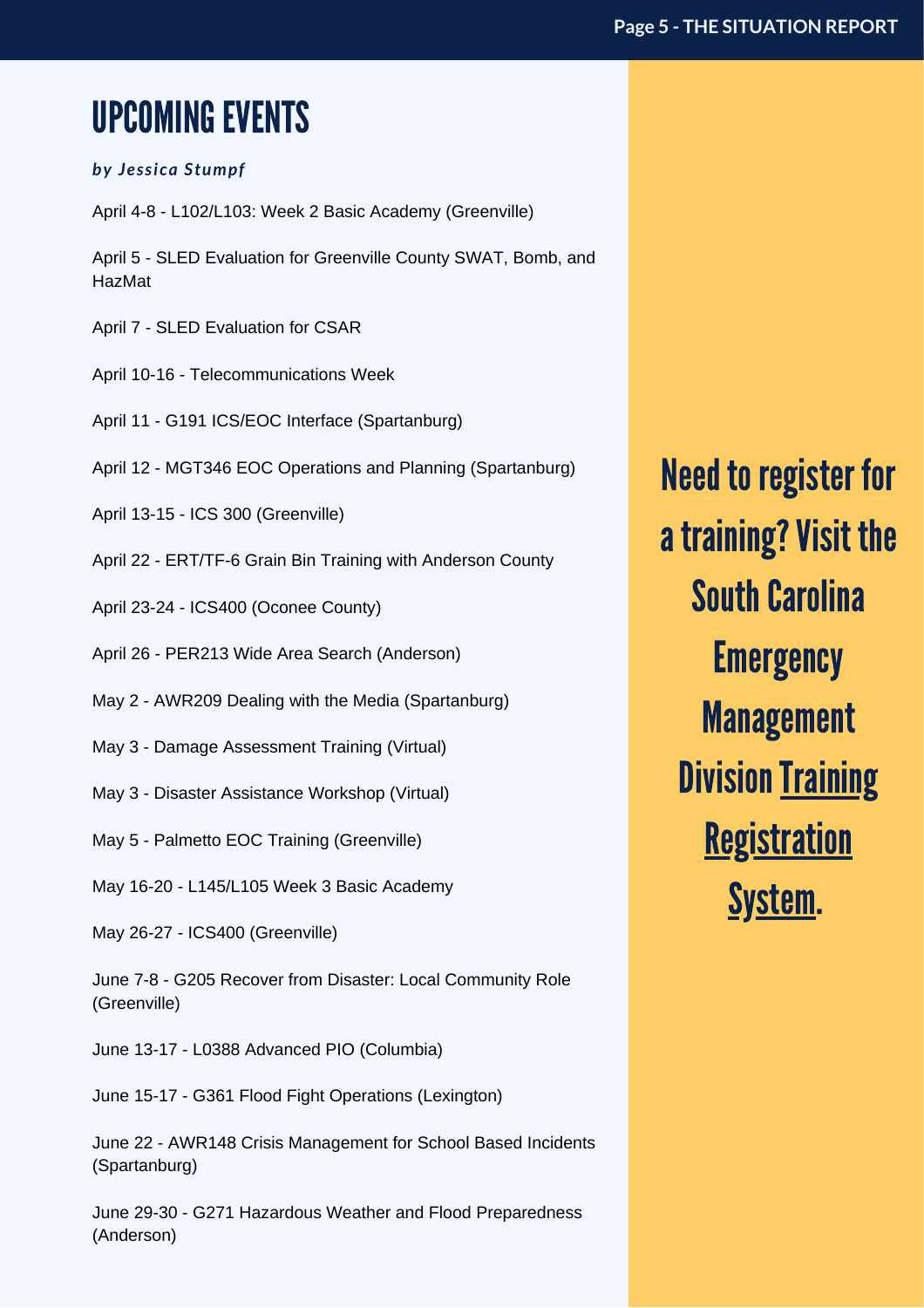# UPCOMING EVENTS

***by Jessica Stumpf***

April 4-8 - L102/L103: Week 2 Basic Academy (Greenville)

April 5 - SLED Evaluation for Greenville County SWAT, Bomb, and HazMat

April 7 - SLED Evaluation for CSAR

April 10-16 - Telecommunications Week

April 11 - G191 ICS/EOC Interface (Spartanburg)

April 12 - MGT346 EOC Operations and Planning (Spartanburg)

April 13-15 - ICS 300 (Greenville)

April 22 - ERT/TF-6 Grain Bin Training with Anderson County

April 23-24 - ICS400 (Oconee County)

April 26 - PER213 Wide Area Search (Anderson)

May 2 - AWR209 Dealing with the Media (Spartanburg)

May 3 - Damage Assessment Training (Virtual)

May 3 - Disaster Assistance Workshop (Virtual)

May 5 - Palmetto EOC Training (Greenville)

May 16-20 - L145/L105 Week 3 Basic Academy

May 26-27 - ICS400 (Greenville)

June 7-8 - G205 Recover from Disaster: Local Community Role (Greenville)

June 13-17 - L0388 Advanced PIO (Columbia)

June 15-17 - G361 Flood Fight Operations (Lexington)

June 22 - AWR148 Crisis Management for School Based Incidents (Spartanburg)

June 29-30 - G271 Hazardous Weather and Flood Preparedness (Anderson)

**Need to register for a training? Visit the South Carolina Emergency Management Division Training Registration System.**